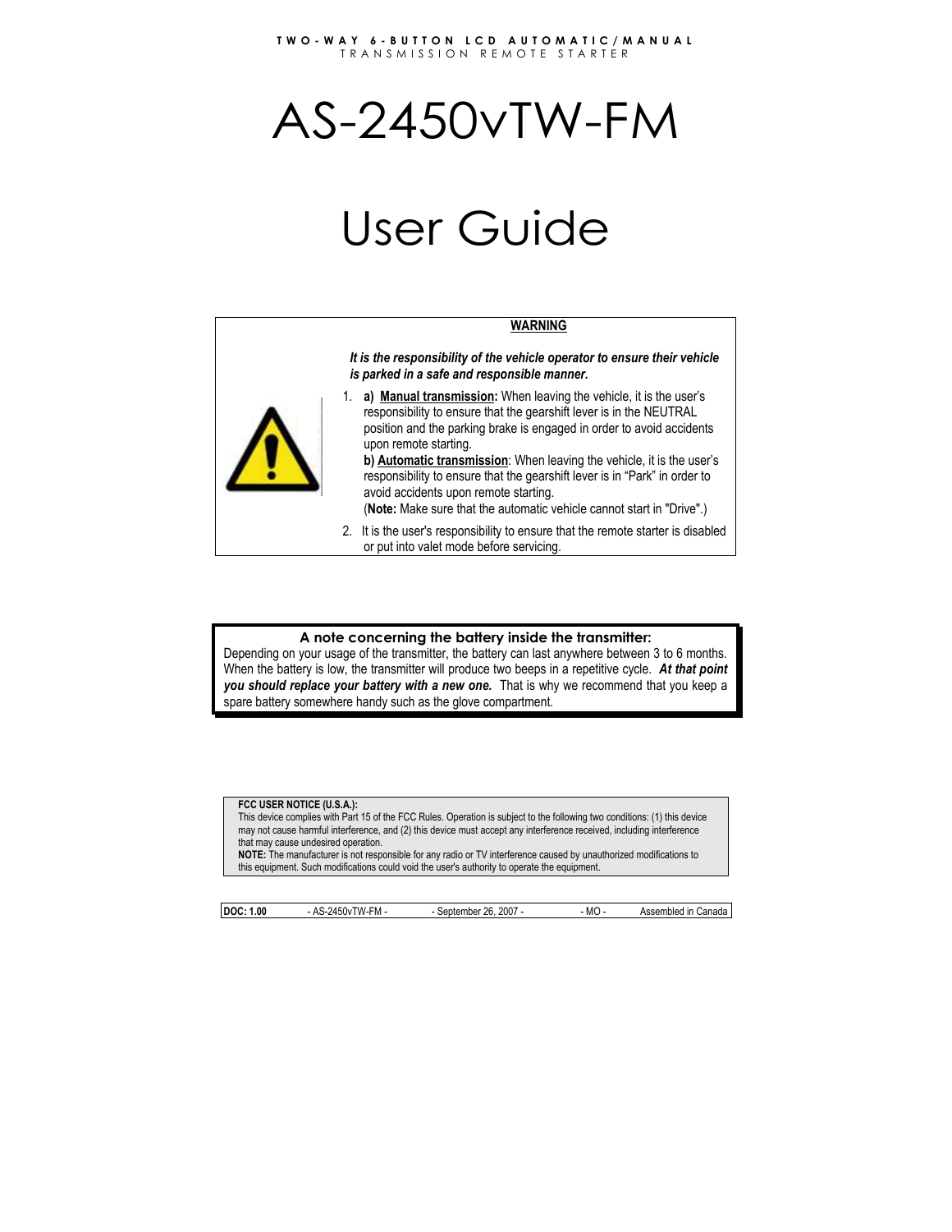TWO-WAY 6-BUTTON LCD AUTOMATIC/MANUAL TRANSMISSION REMOTE STARTER

# AS-2450vTW-FM

# User Guide

**WARNING**

***It is the responsibility of the vehicle operator to ensure their vehicle is parked in a safe and responsible manner.***

1. **a)** **Manual transmission:** When leaving the vehicle, it is the user's responsibility to ensure that the gearshift lever is in the NEUTRAL position and the parking brake is engaged in order to avoid accidents upon remote starting.
   **b)** **Automatic transmission**: When leaving the vehicle, it is the user's responsibility to ensure that the gearshift lever is in "Park" in order to avoid accidents upon remote starting.
   (**Note:** Make sure that the automatic vehicle cannot start in "Drive".)
2. It is the user's responsibility to ensure that the remote starter is disabled or put into valet mode before servicing.

**A note concerning the battery inside the transmitter:**
Depending on your usage of the transmitter, the battery can last anywhere between 3 to 6 months. When the battery is low, the transmitter will produce two beeps in a repetitive cycle. ***At that point you should replace your battery with a new one.*** That is why we recommend that you keep a spare battery somewhere handy such as the glove compartment.

**FCC USER NOTICE (U.S.A.):**
This device complies with Part 15 of the FCC Rules. Operation is subject to the following two conditions: (1) this device may not cause harmful interference, and (2) this device must accept any interference received, including interference that may cause undesired operation.
**NOTE:** The manufacturer is not responsible for any radio or TV interference caused by unauthorized modifications to this equipment. Such modifications could void the user's authority to operate the equipment.

**DOC: 1.00** - AS-2450vTW-FM - - September 26, 2007 - - MO - Assembled in Canada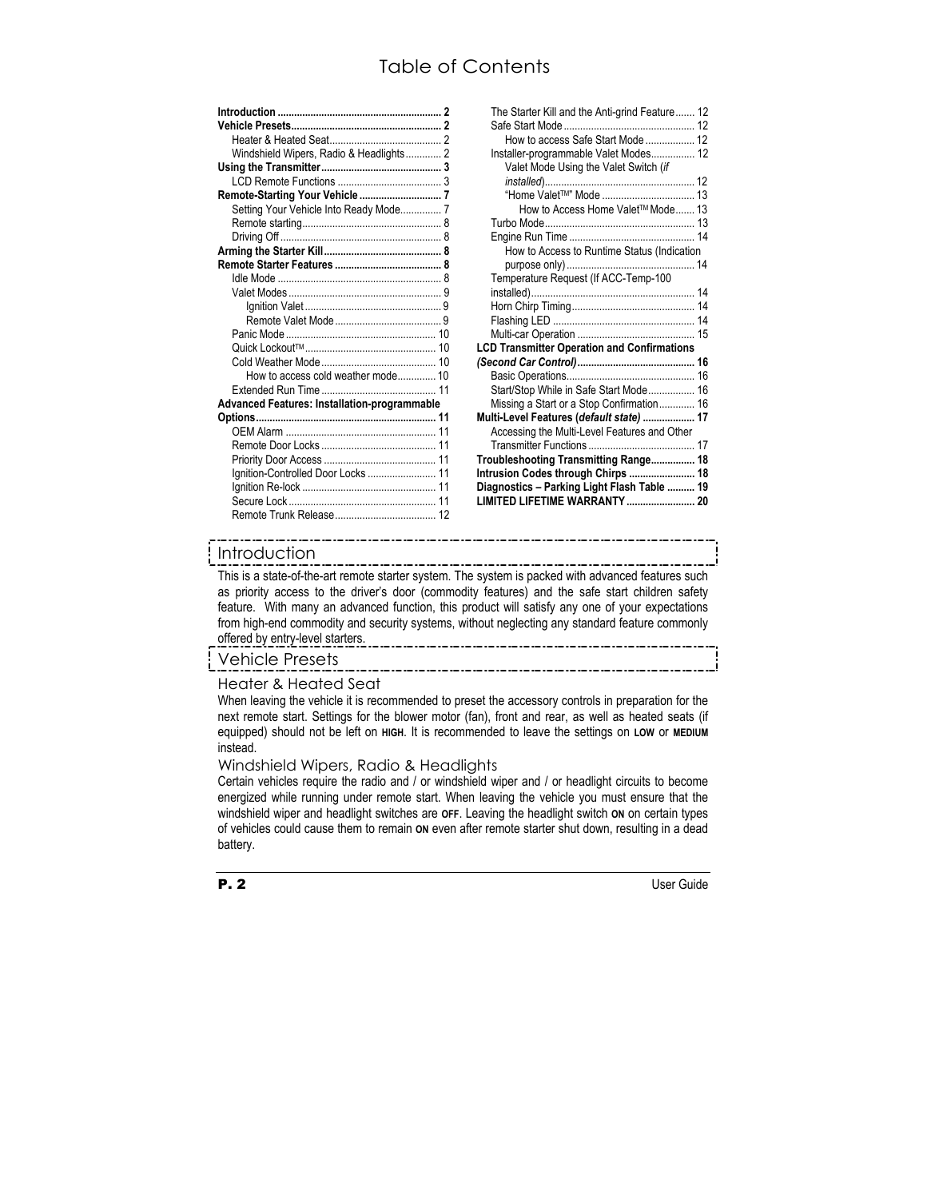# Table of Contents

**Introduction** ... 2
**Vehicle Presets** ... 2
- Heater & Heated Seat ... 2
- Windshield Wipers, Radio & Headlights ... 2

**Using the Transmitter** ... 3
- LCD Remote Functions ... 3

**Remote-Starting Your Vehicle** ... 7
- Setting Your Vehicle Into Ready Mode ... 7
- Remote starting ... 8
- Driving Off ... 8

**Arming the Starter Kill** ... 8
**Remote Starter Features** ... 8
- Idle Mode ... 8
- Valet Modes ... 9
  - Ignition Valet ... 9
  - Remote Valet Mode ... 9
- Panic Mode ... 10
- Quick Lockout™ ... 10
- Cold Weather Mode ... 10
  - How to access cold weather mode ... 10
- Extended Run Time ... 11

**Advanced Features: Installation-programmable Options** ... 11
- OEM Alarm ... 11
- Remote Door Locks ... 11
- Priority Door Access ... 11
- Ignition-Controlled Door Locks ... 11
- Ignition Re-lock ... 11
- Secure Lock ... 11
- Remote Trunk Release ... 12
- The Starter Kill and the Anti-grind Feature ... 12
- Safe Start Mode ... 12
  - How to access Safe Start Mode ... 12
- Installer-programmable Valet Modes ... 12
  - Valet Mode Using the Valet Switch (*if installed*) ... 12
  - "Home Valet™" Mode ... 13
    - How to Access Home Valet™ Mode ... 13
- Turbo Mode ... 13
- Engine Run Time ... 14
  - How to Access to Runtime Status (Indication purpose only) ... 14
- Temperature Request (If ACC-Temp-100 installed) ... 14
- Horn Chirp Timing ... 14
- Flashing LED ... 14
- Multi-car Operation ... 15

**LCD Transmitter Operation and Confirmations *(Second Car Control)*** ... 16
- Basic Operations ... 16
- Start/Stop While in Safe Start Mode ... 16
- Missing a Start or a Stop Confirmation ... 16

**Multi-Level Features (*default state*)** ... 17
- Accessing the Multi-Level Features and Other Transmitter Functions ... 17

**Troubleshooting Transmitting Range** ... 18
**Intrusion Codes through Chirps** ... 18
**Diagnostics – Parking Light Flash Table** ... 19
**LIMITED LIFETIME WARRANTY** ... 20

# Introduction

This is a state-of-the-art remote starter system. The system is packed with advanced features such as priority access to the driver's door (commodity features) and the safe start children safety feature. With many an advanced function, this product will satisfy any one of your expectations from high-end commodity and security systems, without neglecting any standard feature commonly offered by entry-level starters.

# Vehicle Presets

## Heater & Heated Seat

When leaving the vehicle it is recommended to preset the accessory controls in preparation for the next remote start. Settings for the blower motor (fan), front and rear, as well as heated seats (if equipped) should not be left on **HIGH**. It is recommended to leave the settings on **LOW** or **MEDIUM** instead.

## Windshield Wipers, Radio & Headlights

Certain vehicles require the radio and / or windshield wiper and / or headlight circuits to become energized while running under remote start. When leaving the vehicle you must ensure that the windshield wiper and headlight switches are **OFF**. Leaving the headlight switch **ON** on certain types of vehicles could cause them to remain **ON** even after remote starter shut down, resulting in a dead battery.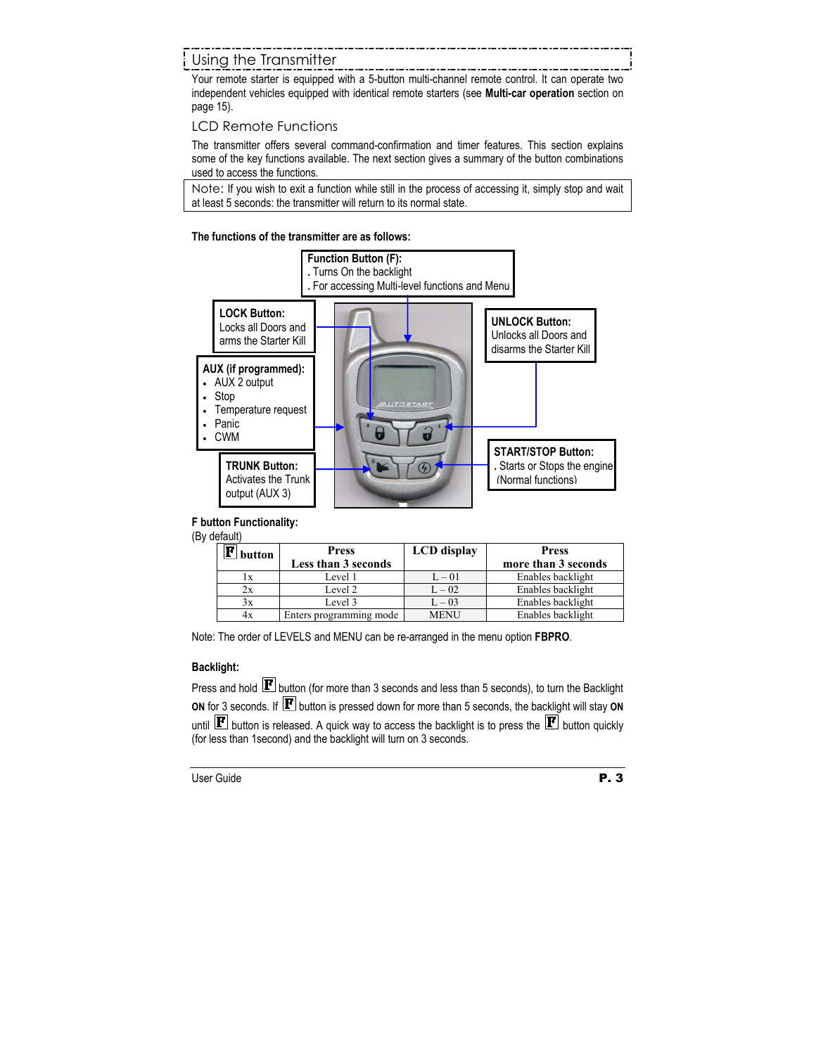## Using the Transmitter

Your remote starter is equipped with a 5-button multi-channel remote control. It can operate two independent vehicles equipped with identical remote starters (see **Multi-car operation** section on page 15).

### LCD Remote Functions

The transmitter offers several command-confirmation and timer features. This section explains some of the key functions available. The next section gives a summary of the button combinations used to access the functions.

Note: If you wish to exit a function while still in the process of accessing it, simply stop and wait at least 5 seconds: the transmitter will return to its normal state.

**The functions of the transmitter are as follows:**

**Function Button (F):**
. Turns On the backlight
. For accessing Multi-level functions and Menu

**LOCK Button:**
Locks all Doors and arms the Starter Kill

**UNLOCK Button:**
Unlocks all Doors and disarms the Starter Kill

**AUX (if programmed):**
- AUX 2 output
- Stop
- Temperature request
- Panic
- CWM

**TRUNK Button:**
Activates the Trunk output (AUX 3)

**START/STOP Button:**
. Starts or Stops the engine (Normal functions)

**F button Functionality:**
(By default)

| F button | Press Less than 3 seconds | LCD display | Press more than 3 seconds |
|---|---|---|---|
| 1x | Level 1 | L – 01 | Enables backlight |
| 2x | Level 2 | L – 02 | Enables backlight |
| 3x | Level 3 | L – 03 | Enables backlight |
| 4x | Enters programming mode | MENU | Enables backlight |

Note: The order of LEVELS and MENU can be re-arranged in the menu option **FBPRO**.

**Backlight:**

Press and hold F button (for more than 3 seconds and less than 5 seconds), to turn the Backlight **ON** for 3 seconds. If F button is pressed down for more than 5 seconds, the backlight will stay **ON** until F button is released. A quick way to access the backlight is to press the F button quickly (for less than 1second) and the backlight will turn on 3 seconds.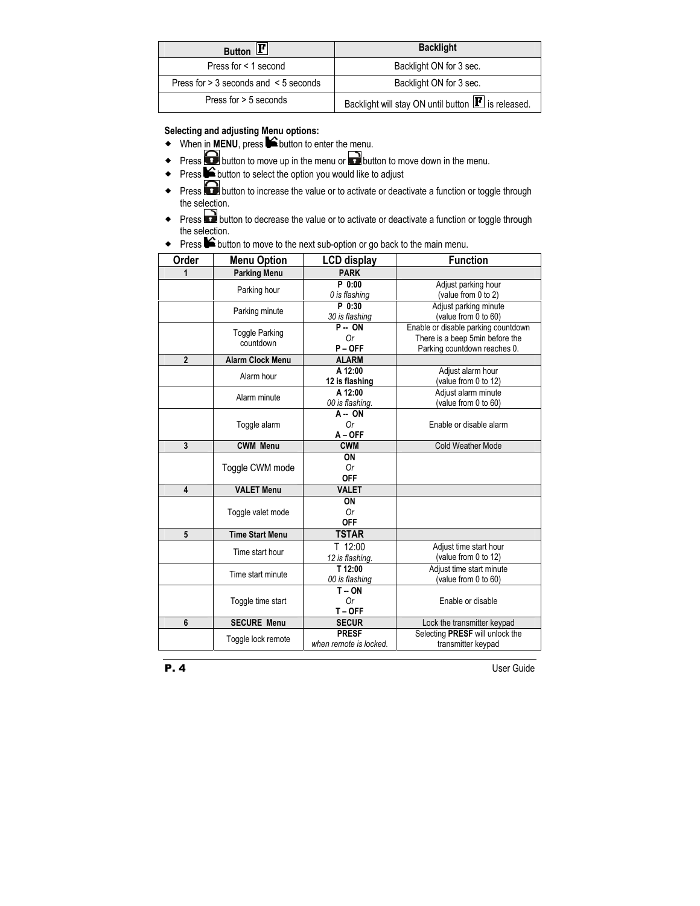| Button F | Backlight |
| --- | --- |
| Press for < 1 second | Backlight ON for 3 sec. |
| Press for > 3 seconds and < 5 seconds | Backlight ON for 3 sec. |
| Press for > 5 seconds | Backlight will stay ON until button F is released. |

**Selecting and adjusting Menu options:**

- When in **MENU**, press button to enter the menu.
- Press button to move up in the menu or button to move down in the menu.
- Press button to select the option you would like to adjust
- Press button to increase the value or to activate or deactivate a function or toggle through the selection.
- Press button to decrease the value or to activate or deactivate a function or toggle through the selection.
- Press button to move to the next sub-option or go back to the main menu.

| Order | Menu Option | LCD display | Function |
| --- | --- | --- | --- |
| **1** | **Parking Menu** | **PARK** | |
| | Parking hour | **P 0:00** *0 is flashing* | Adjust parking hour (value from 0 to 2) |
| | Parking minute | **P 0:30** *30 is flashing* | Adjust parking minute (value from 0 to 60) |
| | Toggle Parking countdown | **P -- ON** *Or* **P – OFF** | Enable or disable parking countdown There is a beep 5min before the Parking countdown reaches 0. |
| **2** | **Alarm Clock Menu** | **ALARM** | |
| | Alarm hour | **A 12:00** **12 is flashing** | Adjust alarm hour (value from 0 to 12) |
| | Alarm minute | **A 12:00** *00 is flashing.* | Adjust alarm minute (value from 0 to 60) |
| | Toggle alarm | **A -- ON** *Or* **A – OFF** | Enable or disable alarm |
| **3** | **CWM Menu** | **CWM** | Cold Weather Mode |
| | Toggle CWM mode | **ON** *Or* **OFF** | |
| **4** | **VALET Menu** | **VALET** | |
| | Toggle valet mode | **ON** *Or* **OFF** | |
| **5** | **Time Start Menu** | **TSTAR** | |
| | Time start hour | T 12:00 *12 is flashing.* | Adjust time start hour (value from 0 to 12) |
| | Time start minute | **T 12:00** *00 is flashing* | Adjust time start minute (value from 0 to 60) |
| | Toggle time start | **T -- ON** *Or* **T – OFF** | Enable or disable |
| **6** | **SECURE Menu** | **SECUR** | Lock the transmitter keypad |
| | Toggle lock remote | **PRESF** *when remote is locked.* | Selecting **PRESF** will unlock the transmitter keypad |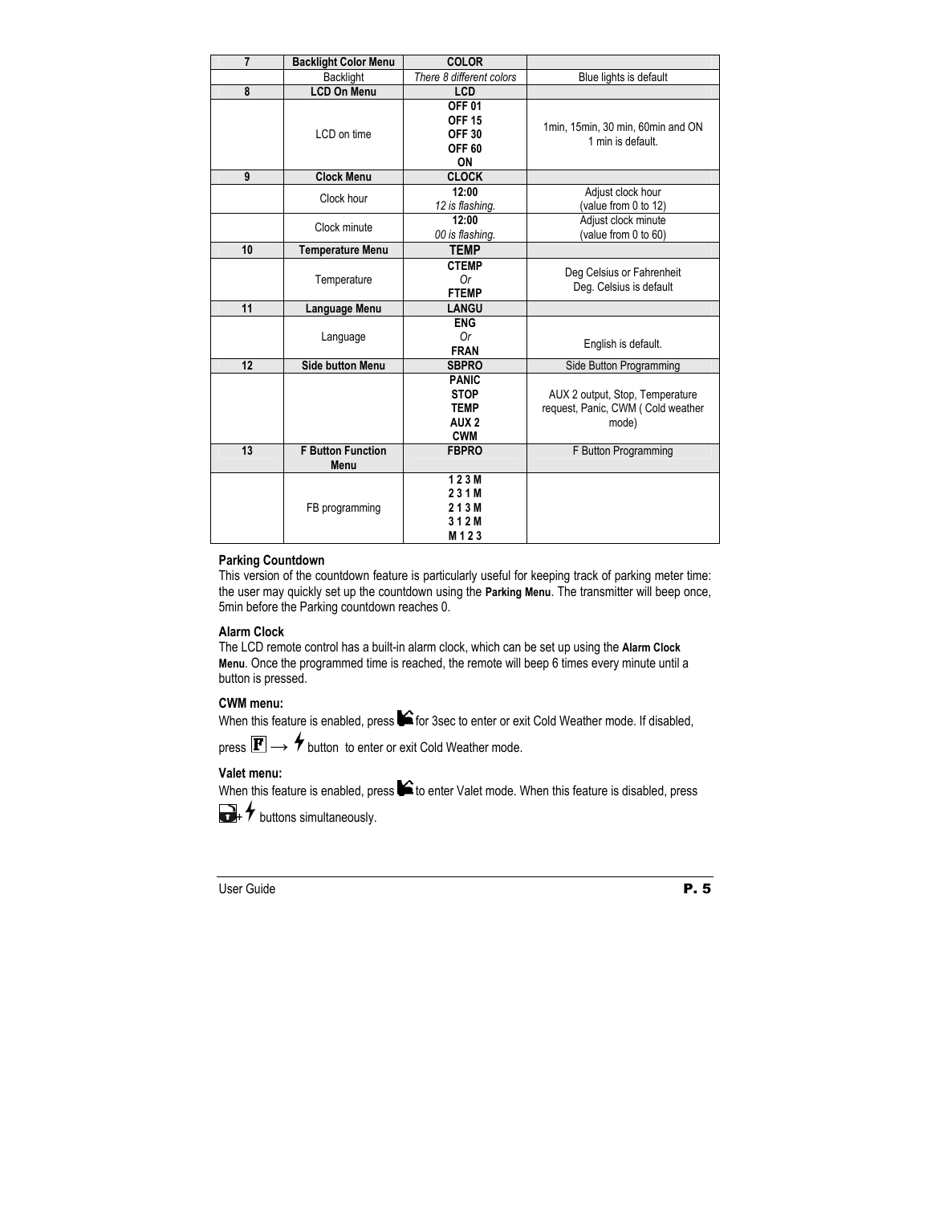| 7 | **Backlight Color Menu** | **COLOR** | |
|---|---|---|---|
| | Backlight | *There 8 different colors* | Blue lights is default |
| **8** | **LCD On Menu** | **LCD** | |
| | LCD on time | **OFF 01**<br>**OFF 15**<br>**OFF 30**<br>**OFF 60**<br>**ON** | 1min, 15min, 30 min, 60min and ON<br>1 min is default. |
| **9** | **Clock Menu** | **CLOCK** | |
| | Clock hour | **12:00**<br>*12 is flashing.* | Adjust clock hour<br>(value from 0 to 12) |
| | Clock minute | **12:00**<br>*00 is flashing.* | Adjust clock minute<br>(value from 0 to 60) |
| **10** | **Temperature Menu** | **TEMP** | |
| | Temperature | **CTEMP**<br>*Or*<br>**FTEMP** | Deg Celsius or Fahrenheit<br>Deg. Celsius is default |
| **11** | **Language Menu** | **LANGU** | |
| | Language | **ENG**<br>*Or*<br>**FRAN** | English is default. |
| **12** | **Side button Menu** | **SBPRO** | Side Button Programming |
| | | **PANIC**<br>**STOP**<br>**TEMP**<br>**AUX 2**<br>**CWM** | AUX 2 output, Stop, Temperature request, Panic, CWM ( Cold weather mode) |
| **13** | **F Button Function Menu** | **FBPRO** | F Button Programming |
| | FB programming | **1 2 3 M**<br>**2 3 1 M**<br>**2 1 3 M**<br>**3 1 2 M**<br>**M 1 2 3** | |

**Parking Countdown**

This version of the countdown feature is particularly useful for keeping track of parking meter time: the user may quickly set up the countdown using the **Parking Menu**. The transmitter will beep once, 5min before the Parking countdown reaches 0.

**Alarm Clock**

The LCD remote control has a built-in alarm clock, which can be set up using the **Alarm Clock Menu**. Once the programmed time is reached, the remote will beep 6 times every minute until a button is pressed.

**CWM menu:**

When this feature is enabled, press for 3sec to enter or exit Cold Weather mode. If disabled, press F → button to enter or exit Cold Weather mode.

**Valet menu:**

When this feature is enabled, press to enter Valet mode. When this feature is disabled, press + buttons simultaneously.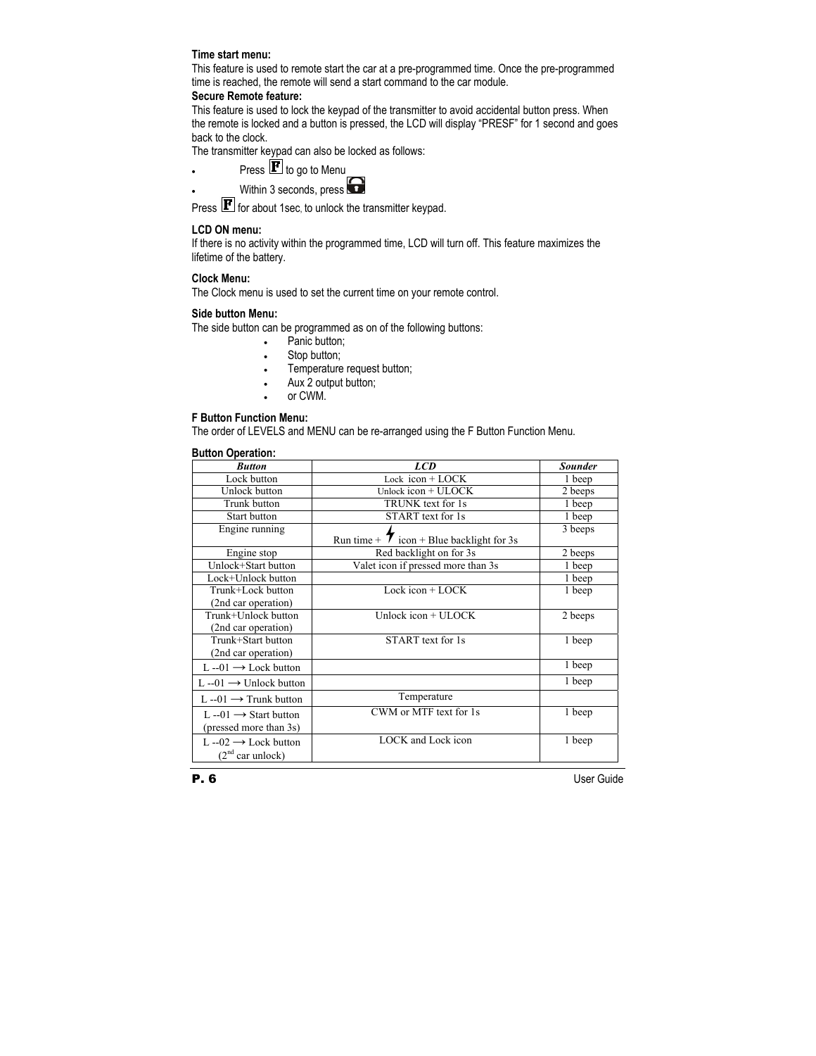**Time start menu:**
This feature is used to remote start the car at a pre-programmed time. Once the pre-programmed time is reached, the remote will send a start command to the car module.

**Secure Remote feature:**
This feature is used to lock the keypad of the transmitter to avoid accidental button press. When the remote is locked and a button is pressed, the LCD will display "PRESF" for 1 second and goes back to the clock.
The transmitter keypad can also be locked as follows:

- Press F to go to Menu
- Within 3 seconds, press 🔒

Press F for about 1sec, to unlock the transmitter keypad.

**LCD ON menu:**
If there is no activity within the programmed time, LCD will turn off. This feature maximizes the lifetime of the battery.

**Clock Menu:**
The Clock menu is used to set the current time on your remote control.

**Side button Menu:**
The side button can be programmed as on of the following buttons:

- Panic button;
- Stop button;
- Temperature request button;
- Aux 2 output button;
- or CWM.

**F Button Function Menu:**
The order of LEVELS and MENU can be re-arranged using the F Button Function Menu.

**Button Operation:**

| *Button* | *LCD* | *Sounder* |
|---|---|---|
| Lock button | Lock icon + LOCK | 1 beep |
| Unlock button | Unlock icon + ULOCK | 2 beeps |
| Trunk button | TRUNK text for 1s | 1 beep |
| Start button | START text for 1s | 1 beep |
| Engine running | Run time + ⚡ icon + Blue backlight for 3s | 3 beeps |
| Engine stop | Red backlight on for 3s | 2 beeps |
| Unlock+Start button | Valet icon if pressed more than 3s | 1 beep |
| Lock+Unlock button | | 1 beep |
| Trunk+Lock button (2nd car operation) | Lock icon + LOCK | 1 beep |
| Trunk+Unlock button (2nd car operation) | Unlock icon + ULOCK | 2 beeps |
| Trunk+Start button (2nd car operation) | START text for 1s | 1 beep |
| L --01 → Lock button | | 1 beep |
| L --01 → Unlock button | | 1 beep |
| L --01 → Trunk button | Temperature | |
| L --01 → Start button (pressed more than 3s) | CWM or MTF text for 1s | 1 beep |
| L --02 → Lock button (2nd car unlock) | LOCK and Lock icon | 1 beep |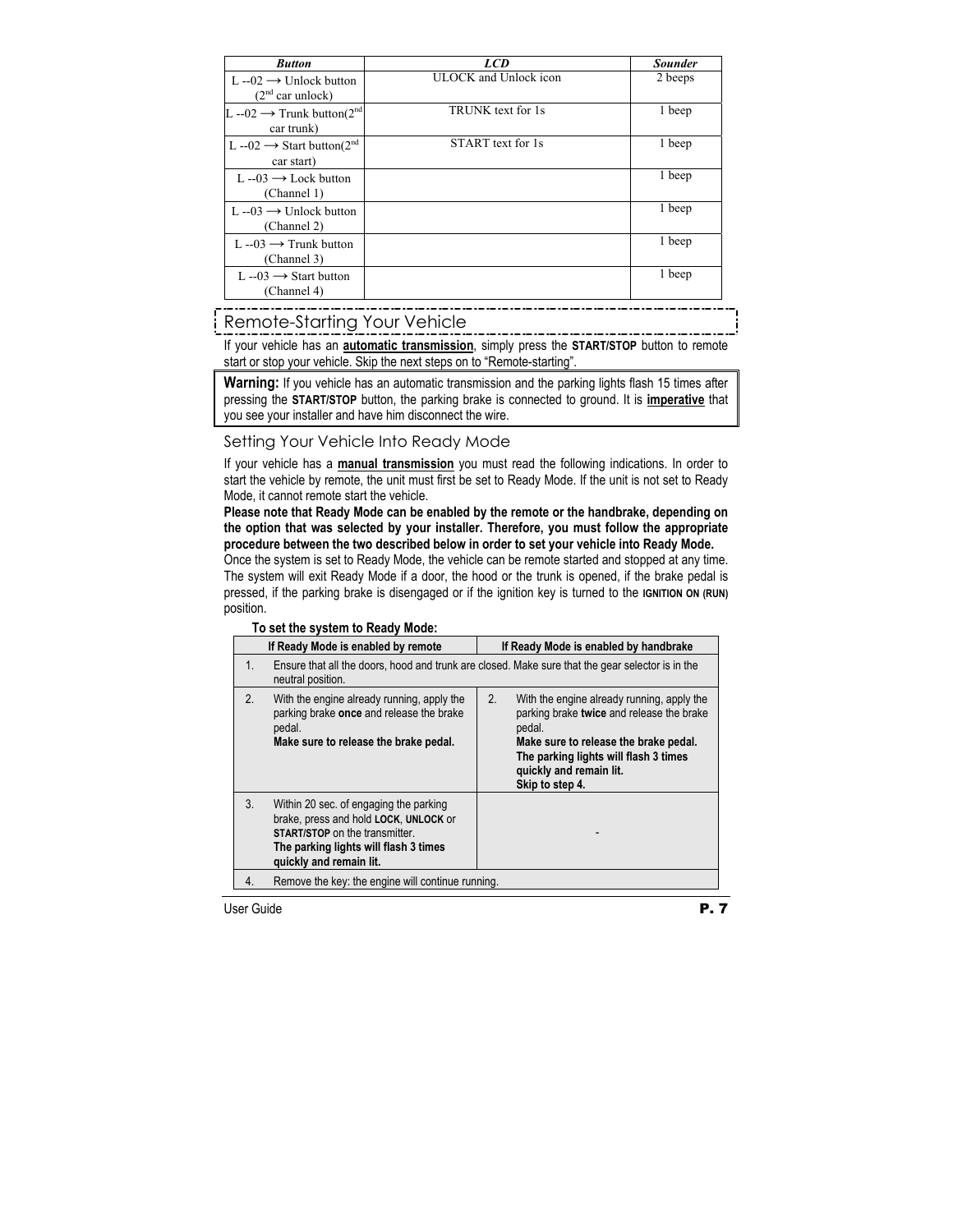| Button | LCD | Sounder |
|---|---|---|
| L --02 → Unlock button (2nd car unlock) | ULOCK and Unlock icon | 2 beeps |
| L --02 → Trunk button(2nd car trunk) | TRUNK text for 1s | 1 beep |
| L --02 → Start button(2nd car start) | START text for 1s | 1 beep |
| L --03 → Lock button (Channel 1) | | 1 beep |
| L --03 → Unlock button (Channel 2) | | 1 beep |
| L --03 → Trunk button (Channel 3) | | 1 beep |
| L --03 → Start button (Channel 4) | | 1 beep |

## Remote-Starting Your Vehicle

If your vehicle has an **automatic transmission**, simply press the **START/STOP** button to remote start or stop your vehicle. Skip the next steps on to "Remote-starting".

**Warning:** If you vehicle has an automatic transmission and the parking lights flash 15 times after pressing the **START/STOP** button, the parking brake is connected to ground. It is **imperative** that you see your installer and have him disconnect the wire.

### Setting Your Vehicle Into Ready Mode

If your vehicle has a **manual transmission** you must read the following indications. In order to start the vehicle by remote, the unit must first be set to Ready Mode. If the unit is not set to Ready Mode, it cannot remote start the vehicle.

**Please note that Ready Mode can be enabled by the remote or the handbrake, depending on the option that was selected by your installer. Therefore, you must follow the appropriate procedure between the two described below in order to set your vehicle into Ready Mode.**

Once the system is set to Ready Mode, the vehicle can be remote started and stopped at any time. The system will exit Ready Mode if a door, the hood or the trunk is opened, if the brake pedal is pressed, if the parking brake is disengaged or if the ignition key is turned to the **IGNITION ON (RUN)** position.

**To set the system to Ready Mode:**

| If Ready Mode is enabled by remote | If Ready Mode is enabled by handbrake |
|---|---|
| 1. Ensure that all the doors, hood and trunk are closed. Make sure that the gear selector is in the neutral position. | |
| 2. With the engine already running, apply the parking brake **once** and release the brake pedal. **Make sure to release the brake pedal.** | 2. With the engine already running, apply the parking brake **twice** and release the brake pedal. **Make sure to release the brake pedal. The parking lights will flash 3 times quickly and remain lit. Skip to step 4.** |
| 3. Within 20 sec. of engaging the parking brake, press and hold **LOCK**, **UNLOCK** or **START/STOP** on the transmitter. **The parking lights will flash 3 times quickly and remain lit.** | - |
| 4. Remove the key: the engine will continue running. | |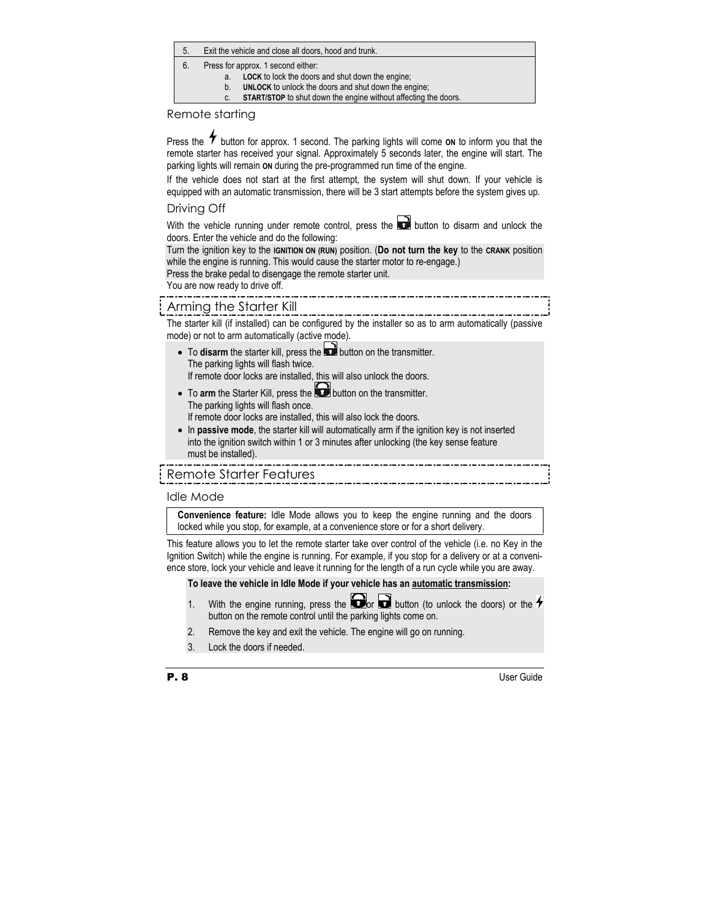| | |
|---|---|
| 5. | Exit the vehicle and close all doors, hood and trunk. |
| 6. | Press for approx. 1 second either:<br>a. **LOCK** to lock the doors and shut down the engine;<br>b. **UNLOCK** to unlock the doors and shut down the engine;<br>c. **START/STOP** to shut down the engine without affecting the doors. |

### Remote starting

Press the ⚡ button for approx. 1 second. The parking lights will come **ON** to inform you that the remote starter has received your signal. Approximately 5 seconds later, the engine will start. The parking lights will remain **ON** during the pre-programmed run time of the engine.

If the vehicle does not start at the first attempt, the system will shut down. If your vehicle is equipped with an automatic transmission, there will be 3 start attempts before the system gives up.

### Driving Off

With the vehicle running under remote control, press the unlock button to disarm and unlock the doors. Enter the vehicle and do the following:

Turn the ignition key to the **IGNITION ON (RUN)** position. (**Do not turn the key** to the **CRANK** position while the engine is running. This would cause the starter motor to re-engage.)
Press the brake pedal to disengage the remote starter unit.
You are now ready to drive off.

## Arming the Starter Kill

The starter kill (if installed) can be configured by the installer so as to arm automatically (passive mode) or not to arm automatically (active mode).

- To **disarm** the starter kill, press the unlock button on the transmitter.
  The parking lights will flash twice.
  If remote door locks are installed, this will also unlock the doors.
- To **arm** the Starter Kill, press the lock button on the transmitter.
  The parking lights will flash once.
  If remote door locks are installed, this will also lock the doors.
- In **passive mode**, the starter kill will automatically arm if the ignition key is not inserted into the ignition switch within 1 or 3 minutes after unlocking (the key sense feature must be installed).

## Remote Starter Features

### Idle Mode

**Convenience feature:** Idle Mode allows you to keep the engine running and the doors locked while you stop, for example, at a convenience store or for a short delivery.

This feature allows you to let the remote starter take over control of the vehicle (i.e. no Key in the Ignition Switch) while the engine is running. For example, if you stop for a delivery or at a convenience store, lock your vehicle and leave it running for the length of a run cycle while you are away.

**To leave the vehicle in Idle Mode if your vehicle has an automatic transmission:**

1. With the engine running, press the lock or unlock button (to unlock the doors) or the ⚡ button on the remote control until the parking lights come on.
2. Remove the key and exit the vehicle. The engine will go on running.
3. Lock the doors if needed.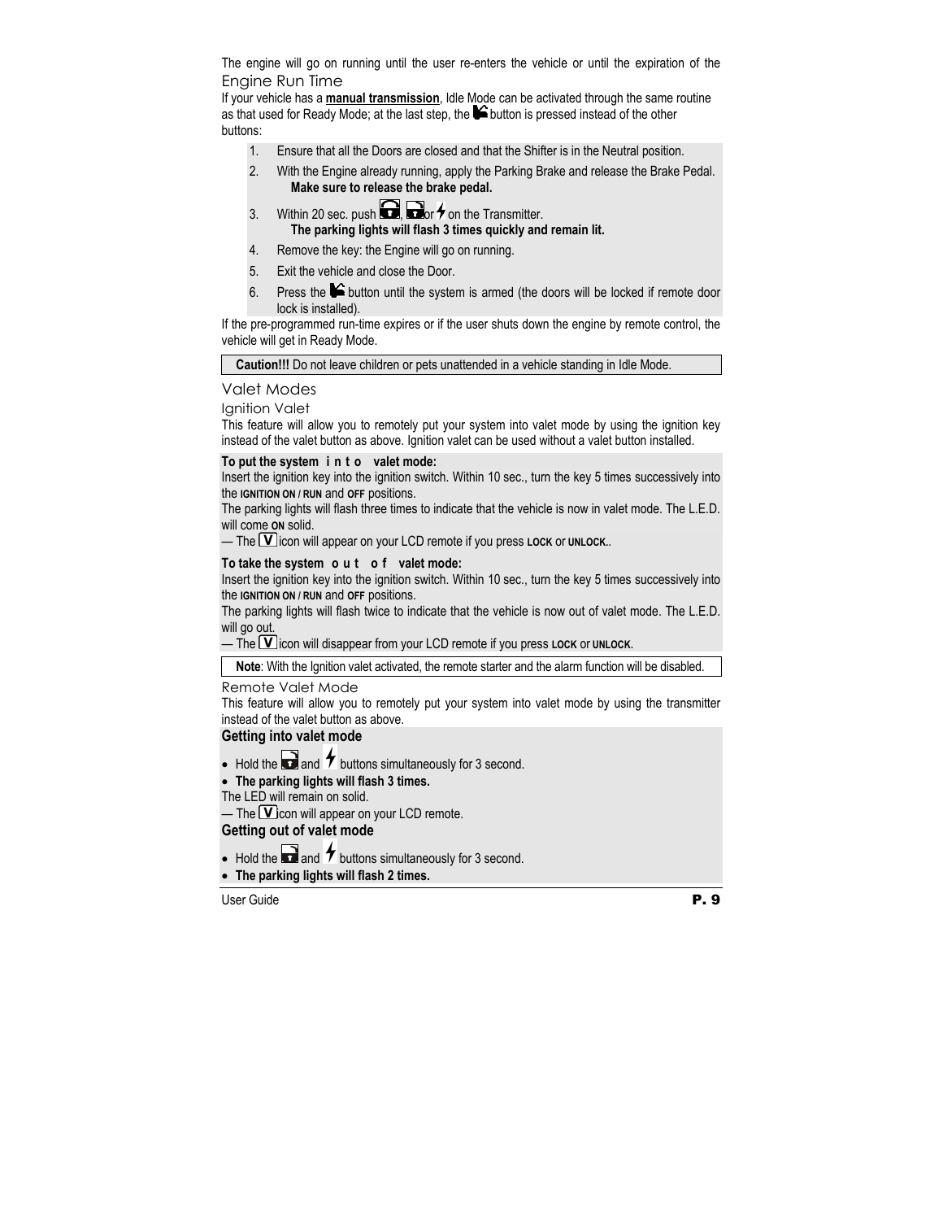The engine will go on running until the user re-enters the vehicle or until the expiration of the Engine Run Time

If your vehicle has a **manual transmission**, Idle Mode can be activated through the same routine as that used for Ready Mode; at the last step, the button is pressed instead of the other buttons:

1. Ensure that all the Doors are closed and that the Shifter is in the Neutral position.
2. With the Engine already running, apply the Parking Brake and release the Brake Pedal.
   **Make sure to release the brake pedal.**
3. Within 20 sec. push , or on the Transmitter.
   **The parking lights will flash 3 times quickly and remain lit.**
4. Remove the key: the Engine will go on running.
5. Exit the vehicle and close the Door.
6. Press the button until the system is armed (the doors will be locked if remote door lock is installed).

If the pre-programmed run-time expires or if the user shuts down the engine by remote control, the vehicle will get in Ready Mode.

**Caution!!!** Do not leave children or pets unattended in a vehicle standing in Idle Mode.

## Valet Modes

### Ignition Valet

This feature will allow you to remotely put your system into valet mode by using the ignition key instead of the valet button as above. Ignition valet can be used without a valet button installed.

**To put the system into valet mode:**

Insert the ignition key into the ignition switch. Within 10 sec., turn the key 5 times successively into the IGNITION ON / RUN and OFF positions.

The parking lights will flash three times to indicate that the vehicle is now in valet mode. The L.E.D. will come ON solid.

— The V icon will appear on your LCD remote if you press LOCK or UNLOCK..

**To take the system out of valet mode:**

Insert the ignition key into the ignition switch. Within 10 sec., turn the key 5 times successively into the IGNITION ON / RUN and OFF positions.

The parking lights will flash twice to indicate that the vehicle is now out of valet mode. The L.E.D. will go out.

— The V icon will disappear from your LCD remote if you press LOCK or UNLOCK.

**Note**: With the Ignition valet activated, the remote starter and the alarm function will be disabled.

### Remote Valet Mode

This feature will allow you to remotely put your system into valet mode by using the transmitter instead of the valet button as above.

**Getting into valet mode**

- Hold the and buttons simultaneously for 3 second.
- **The parking lights will flash 3 times.**

The LED will remain on solid.

— The V con will appear on your LCD remote.

**Getting out of valet mode**

- Hold the and buttons simultaneously for 3 second.
- **The parking lights will flash 2 times.**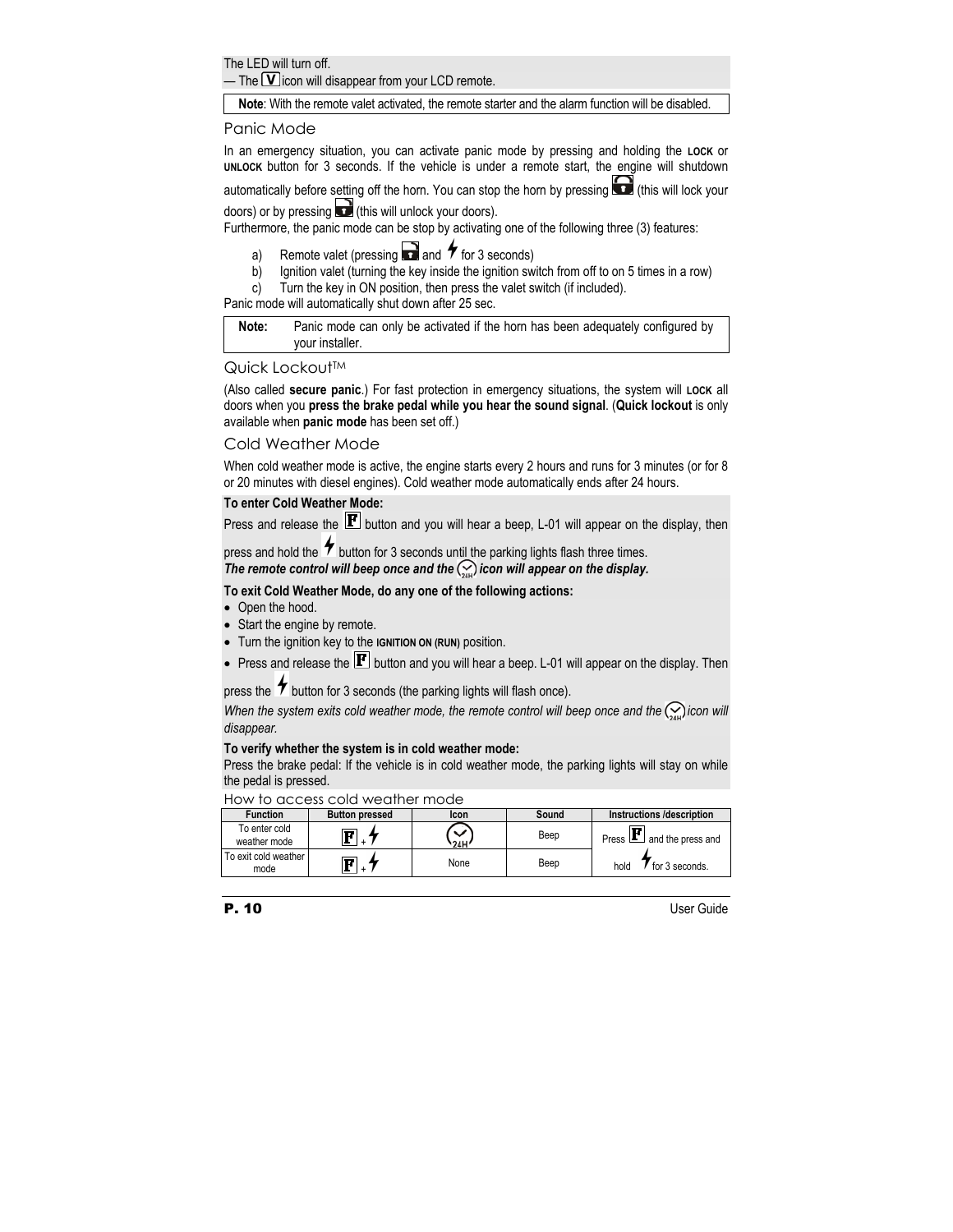The LED will turn off.
— The V icon will disappear from your LCD remote.

**Note**: With the remote valet activated, the remote starter and the alarm function will be disabled.

## Panic Mode

In an emergency situation, you can activate panic mode by pressing and holding the **LOCK** or **UNLOCK** button for 3 seconds. If the vehicle is under a remote start, the engine will shutdown automatically before setting off the horn. You can stop the horn by pressing (this will lock your doors) or by pressing (this will unlock your doors).

Furthermore, the panic mode can be stop by activating one of the following three (3) features:

a) Remote valet (pressing and for 3 seconds)
b) Ignition valet (turning the key inside the ignition switch from off to on 5 times in a row)
c) Turn the key in ON position, then press the valet switch (if included).

Panic mode will automatically shut down after 25 sec.

**Note:** Panic mode can only be activated if the horn has been adequately configured by your installer.

## Quick Lockout™

(Also called **secure panic**.) For fast protection in emergency situations, the system will **LOCK** all doors when you **press the brake pedal while you hear the sound signal**. (**Quick lockout** is only available when **panic mode** has been set off.)

## Cold Weather Mode

When cold weather mode is active, the engine starts every 2 hours and runs for 3 minutes (or for 8 or 20 minutes with diesel engines). Cold weather mode automatically ends after 24 hours.

**To enter Cold Weather Mode:**

Press and release the F button and you will hear a beep, L-01 will appear on the display, then press and hold the button for 3 seconds until the parking lights flash three times.
***The remote control will beep once and the icon will appear on the display.***

**To exit Cold Weather Mode, do any one of the following actions:**

- Open the hood.
- Start the engine by remote.
- Turn the ignition key to the **IGNITION ON (RUN)** position.
- Press and release the F button and you will hear a beep. L-01 will appear on the display. Then press the button for 3 seconds (the parking lights will flash once).

*When the system exits cold weather mode, the remote control will beep once and the icon will disappear.*

**To verify whether the system is in cold weather mode:**

Press the brake pedal: If the vehicle is in cold weather mode, the parking lights will stay on while the pedal is pressed.

How to access cold weather mode

| Function | Button pressed | Icon | Sound | Instructions /description |
|---|---|---|---|---|
| To enter cold weather mode | F + | 24H | Beep | Press F and the press and hold for 3 seconds. |
| To exit cold weather mode | F + | None | Beep | |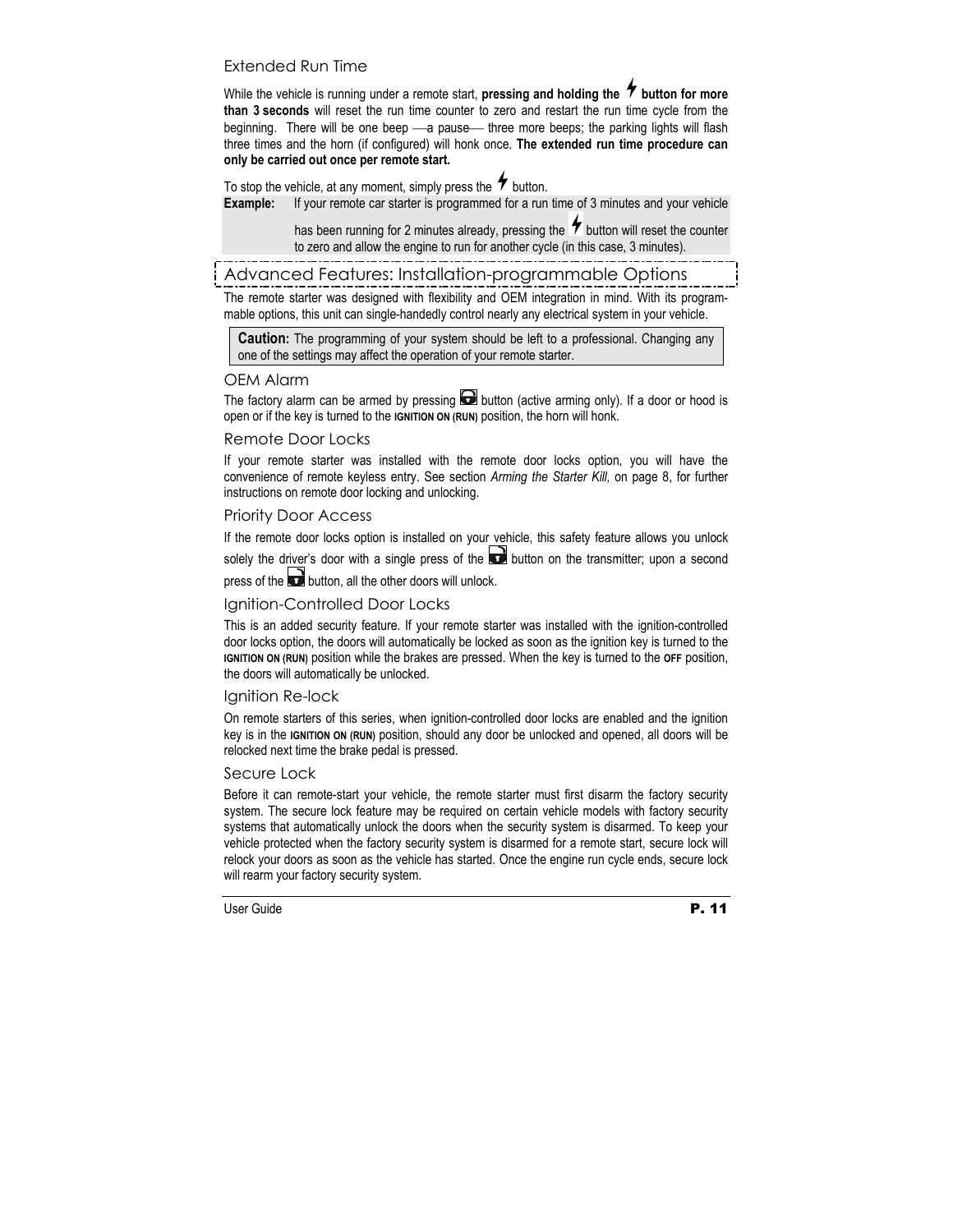### Extended Run Time

While the vehicle is running under a remote start, **pressing and holding the ⚡ button for more than 3 seconds** will reset the run time counter to zero and restart the run time cycle from the beginning. There will be one beep —a pause— three more beeps; the parking lights will flash three times and the horn (if configured) will honk once. **The extended run time procedure can only be carried out once per remote start.**

To stop the vehicle, at any moment, simply press the ⚡ button.

**Example:** If your remote car starter is programmed for a run time of 3 minutes and your vehicle has been running for 2 minutes already, pressing the ⚡ button will reset the counter to zero and allow the engine to run for another cycle (in this case, 3 minutes).

## Advanced Features: Installation-programmable Options

The remote starter was designed with flexibility and OEM integration in mind. With its programmable options, this unit can single-handedly control nearly any electrical system in your vehicle.

> **Caution:** The programming of your system should be left to a professional. Changing any one of the settings may affect the operation of your remote starter.

### OEM Alarm

The factory alarm can be armed by pressing the lock button (active arming only). If a door or hood is open or if the key is turned to the **IGNITION ON (RUN)** position, the horn will honk.

### Remote Door Locks

If your remote starter was installed with the remote door locks option, you will have the convenience of remote keyless entry. See section *Arming the Starter Kill,* on page 8, for further instructions on remote door locking and unlocking.

### Priority Door Access

If the remote door locks option is installed on your vehicle, this safety feature allows you unlock solely the driver's door with a single press of the unlock button on the transmitter; upon a second press of the unlock button, all the other doors will unlock.

### Ignition-Controlled Door Locks

This is an added security feature. If your remote starter was installed with the ignition-controlled door locks option, the doors will automatically be locked as soon as the ignition key is turned to the **IGNITION ON (RUN)** position while the brakes are pressed. When the key is turned to the **OFF** position, the doors will automatically be unlocked.

### Ignition Re-lock

On remote starters of this series, when ignition-controlled door locks are enabled and the ignition key is in the **IGNITION ON (RUN)** position, should any door be unlocked and opened, all doors will be relocked next time the brake pedal is pressed.

### Secure Lock

Before it can remote-start your vehicle, the remote starter must first disarm the factory security system. The secure lock feature may be required on certain vehicle models with factory security systems that automatically unlock the doors when the security system is disarmed. To keep your vehicle protected when the factory security system is disarmed for a remote start, secure lock will relock your doors as soon as the vehicle has started. Once the engine run cycle ends, secure lock will rearm your factory security system.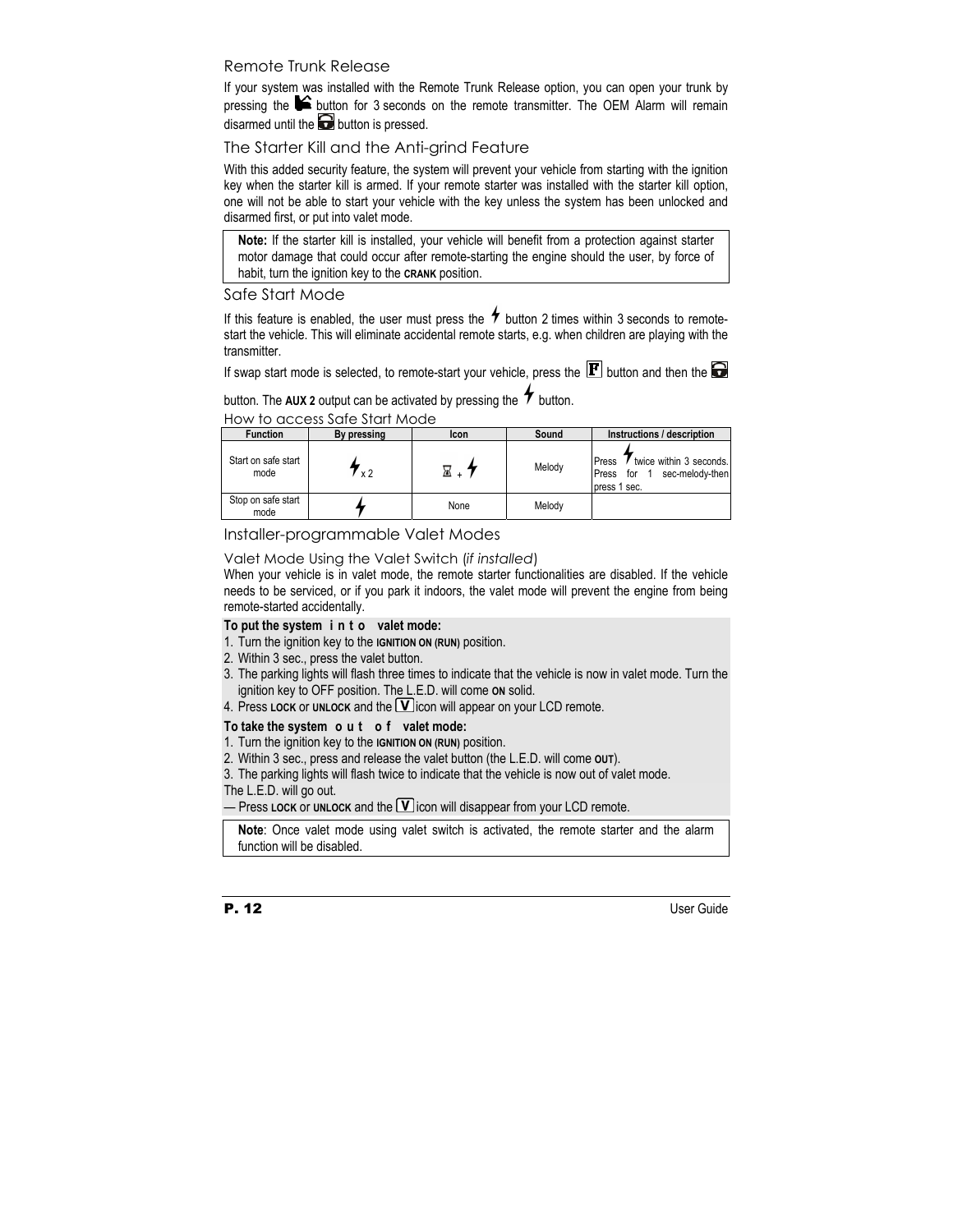## Remote Trunk Release

If your system was installed with the Remote Trunk Release option, you can open your trunk by pressing the button for 3 seconds on the remote transmitter. The OEM Alarm will remain disarmed until the button is pressed.

## The Starter Kill and the Anti-grind Feature

With this added security feature, the system will prevent your vehicle from starting with the ignition key when the starter kill is armed. If your remote starter was installed with the starter kill option, one will not be able to start your vehicle with the key unless the system has been unlocked and disarmed first, or put into valet mode.

> **Note:** If the starter kill is installed, your vehicle will benefit from a protection against starter motor damage that could occur after remote-starting the engine should the user, by force of habit, turn the ignition key to the **CRANK** position.

## Safe Start Mode

If this feature is enabled, the user must press the button 2 times within 3 seconds to remote-start the vehicle. This will eliminate accidental remote starts, e.g. when children are playing with the transmitter.

If swap start mode is selected, to remote-start your vehicle, press the **F** button and then the button. The **AUX 2** output can be activated by pressing the button.

### How to access Safe Start Mode

| Function | By pressing | Icon | Sound | Instructions / description |
|---|---|---|---|---|
| Start on safe start mode | x 2 | + | Melody | Press twice within 3 seconds. Press for 1 sec-melody-then press 1 sec. |
| Stop on safe start mode | | None | Melody | |

## Installer-programmable Valet Modes

### Valet Mode Using the Valet Switch (*if installed*)

When your vehicle is in valet mode, the remote starter functionalities are disabled. If the vehicle needs to be serviced, or if you park it indoors, the valet mode will prevent the engine from being remote-started accidentally.

**To put the system into valet mode:**

1. Turn the ignition key to the **IGNITION ON (RUN)** position.
2. Within 3 sec., press the valet button.
3. The parking lights will flash three times to indicate that the vehicle is now in valet mode. Turn the ignition key to OFF position. The L.E.D. will come **ON** solid.
4. Press **LOCK** or **UNLOCK** and the **V** icon will appear on your LCD remote.

**To take the system out of valet mode:**

1. Turn the ignition key to the **IGNITION ON (RUN)** position.
2. Within 3 sec., press and release the valet button (the L.E.D. will come **OUT**).
3. The parking lights will flash twice to indicate that the vehicle is now out of valet mode.

The L.E.D. will go out.

— Press **LOCK** or **UNLOCK** and the **V** icon will disappear from your LCD remote.

> **Note**: Once valet mode using valet switch is activated, the remote starter and the alarm function will be disabled.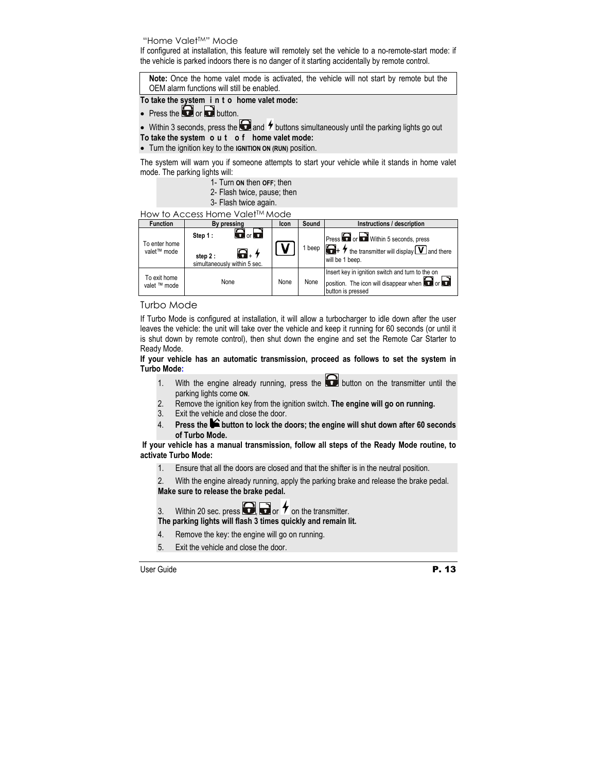## "Home Valet™" Mode

If configured at installation, this feature will remotely set the vehicle to a no-remote-start mode: if the vehicle is parked indoors there is no danger of it starting accidentally by remote control.

> **Note:** Once the home valet mode is activated, the vehicle will not start by remote but the OEM alarm functions will still be enabled.

**To take the system into home valet mode:**

- Press the or button.
- Within 3 seconds, press the and buttons simultaneously until the parking lights go out

**To take the system out of home valet mode:**

- Turn the ignition key to the **IGNITION ON (RUN)** position.

The system will warn you if someone attempts to start your vehicle while it stands in home valet mode. The parking lights will:

1- Turn **ON** then **OFF**; then
2- Flash twice, pause; then
3- Flash twice again.

## How to Access Home Valet™ Mode

| Function | By pressing | Icon | Sound | Instructions / description |
|---|---|---|---|---|
| To enter home valet™ mode | **Step 1 :** or <br> **step 2 :** + <br> simultaneously within 5 sec. | V | 1 beep | Press or Within 5 seconds, press + the transmitter will display V and there will be 1 beep. |
| To exit home valet ™ mode | None | None | None | Insert key in ignition switch and turn to the on position. The icon will disappear when or button is pressed |

## Turbo Mode

If Turbo Mode is configured at installation, it will allow a turbocharger to idle down after the user leaves the vehicle: the unit will take over the vehicle and keep it running for 60 seconds (or until it is shut down by remote control), then shut down the engine and set the Remote Car Starter to Ready Mode.

**If your vehicle has an automatic transmission, proceed as follows to set the system in Turbo Mode:**

1. With the engine already running, press the button on the transmitter until the parking lights come **ON**.
2. Remove the ignition key from the ignition switch. **The engine will go on running.**
3. Exit the vehicle and close the door.
4. **Press the button to lock the doors; the engine will shut down after 60 seconds of Turbo Mode.**

**If your vehicle has a manual transmission, follow all steps of the Ready Mode routine, to activate Turbo Mode:**

1. Ensure that all the doors are closed and that the shifter is in the neutral position.
2. With the engine already running, apply the parking brake and release the brake pedal. **Make sure to release the brake pedal.**
3. Within 20 sec. press , or on the transmitter. **The parking lights will flash 3 times quickly and remain lit.**
4. Remove the key: the engine will go on running.
5. Exit the vehicle and close the door.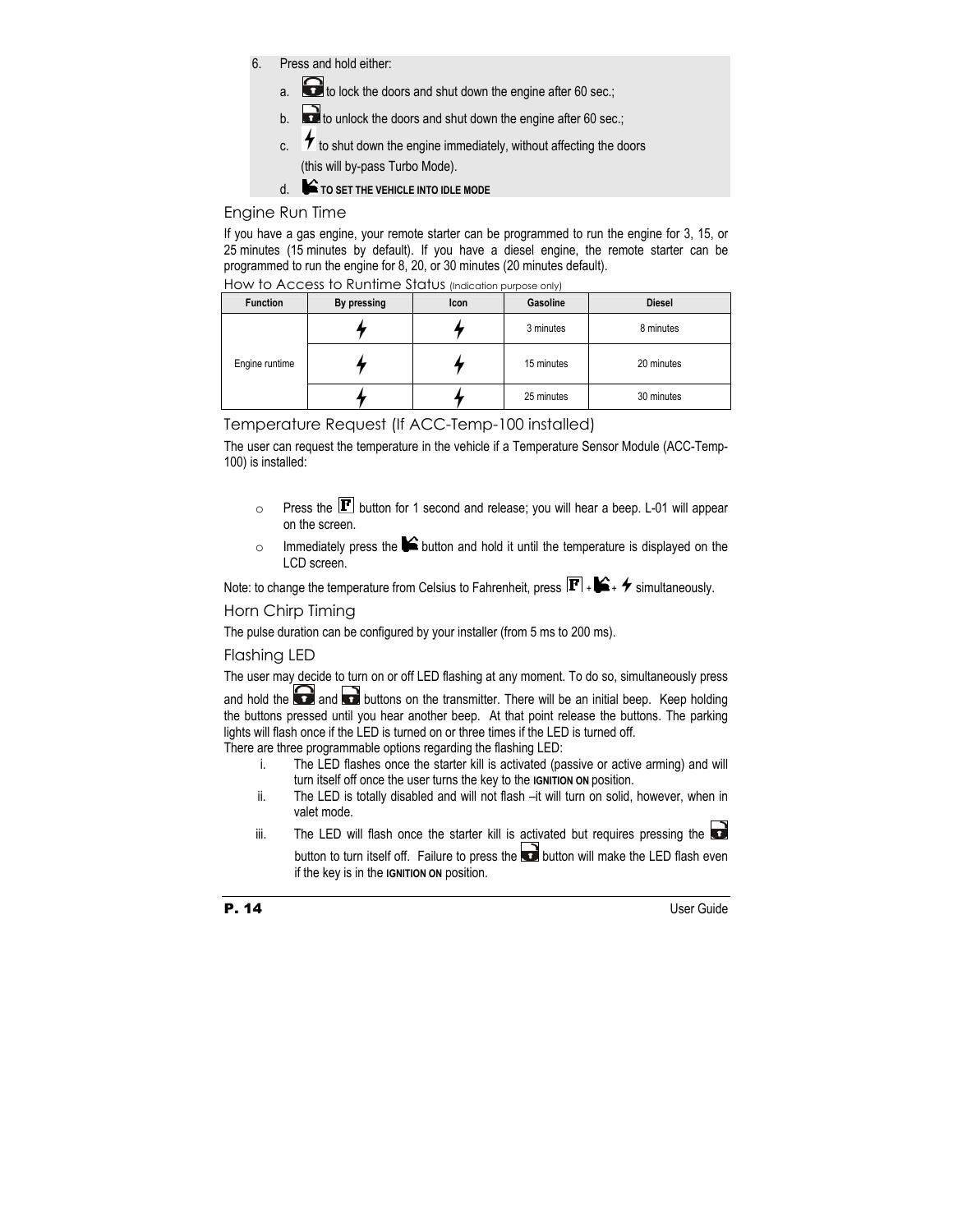6. Press and hold either:

   a. 🔒 to lock the doors and shut down the engine after 60 sec.;

   b. 🔓 to unlock the doors and shut down the engine after 60 sec.;

   c. ⚡ to shut down the engine immediately, without affecting the doors (this will by-pass Turbo Mode).

   d. **TO SET THE VEHICLE INTO IDLE MODE**

## Engine Run Time

If you have a gas engine, your remote starter can be programmed to run the engine for 3, 15, or 25 minutes (15 minutes by default). If you have a diesel engine, the remote starter can be programmed to run the engine for 8, 20, or 30 minutes (20 minutes default).

### How to Access to Runtime Status (Indication purpose only)

| Function | By pressing | Icon | Gasoline | Diesel |
|---|---|---|---|---|
| Engine runtime | ⚡ | ⚡ | 3 minutes | 8 minutes |
| | ⚡ | ⚡ | 15 minutes | 20 minutes |
| | ⚡ | ⚡ | 25 minutes | 30 minutes |

## Temperature Request (If ACC-Temp-100 installed)

The user can request the temperature in the vehicle if a Temperature Sensor Module (ACC-Temp-100) is installed:

- Press the F button for 1 second and release; you will hear a beep. L-01 will appear on the screen.
- Immediately press the button and hold it until the temperature is displayed on the LCD screen.

Note: to change the temperature from Celsius to Fahrenheit, press F + + ⚡ simultaneously.

## Horn Chirp Timing

The pulse duration can be configured by your installer (from 5 ms to 200 ms).

## Flashing LED

The user may decide to turn on or off LED flashing at any moment. To do so, simultaneously press and hold the 🔒 and 🔓 buttons on the transmitter. There will be an initial beep. Keep holding the buttons pressed until you hear another beep. At that point release the buttons. The parking lights will flash once if the LED is turned on or three times if the LED is turned off.

There are three programmable options regarding the flashing LED:

i. The LED flashes once the starter kill is activated (passive or active arming) and will turn itself off once the user turns the key to the **IGNITION ON** position.

ii. The LED is totally disabled and will not flash –it will turn on solid, however, when in valet mode.

iii. The LED will flash once the starter kill is activated but requires pressing the 🔓 button to turn itself off. Failure to press the 🔓 button will make the LED flash even if the key is in the **IGNITION ON** position.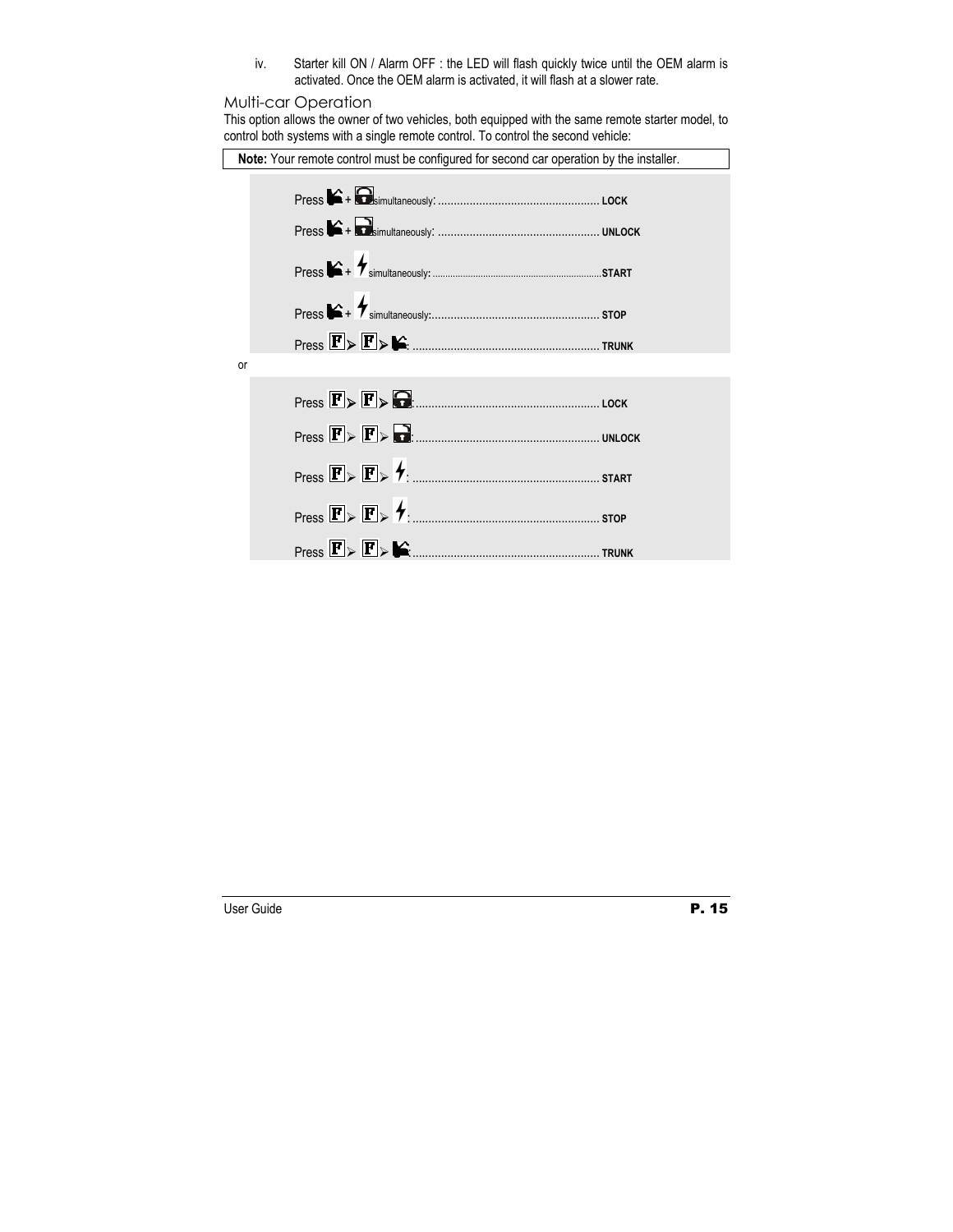iv. Starter kill ON / Alarm OFF : the LED will flash quickly twice until the OEM alarm is activated. Once the OEM alarm is activated, it will flash at a slower rate.

## Multi-car Operation

This option allows the owner of two vehicles, both equipped with the same remote starter model, to control both systems with a single remote control. To control the second vehicle:

**Note:** Your remote control must be configured for second car operation by the installer.

Press + simultaneously: ................................................... **LOCK**

Press + simultaneously: ................................................... **UNLOCK**

Press + simultaneously: ................................................... **START**

Press + simultaneously: ................................................... **STOP**

Press F ➢ F ➢ : ................................................... **TRUNK**

or

Press F ➢ F ➢ : ................................................... **LOCK**

Press F ➢ F ➢ : ................................................... **UNLOCK**

Press F ➢ F ➢ : ................................................... **START**

Press F ➢ F ➢ : ................................................... **STOP**

Press F ➢ F ➢ : ................................................... **TRUNK**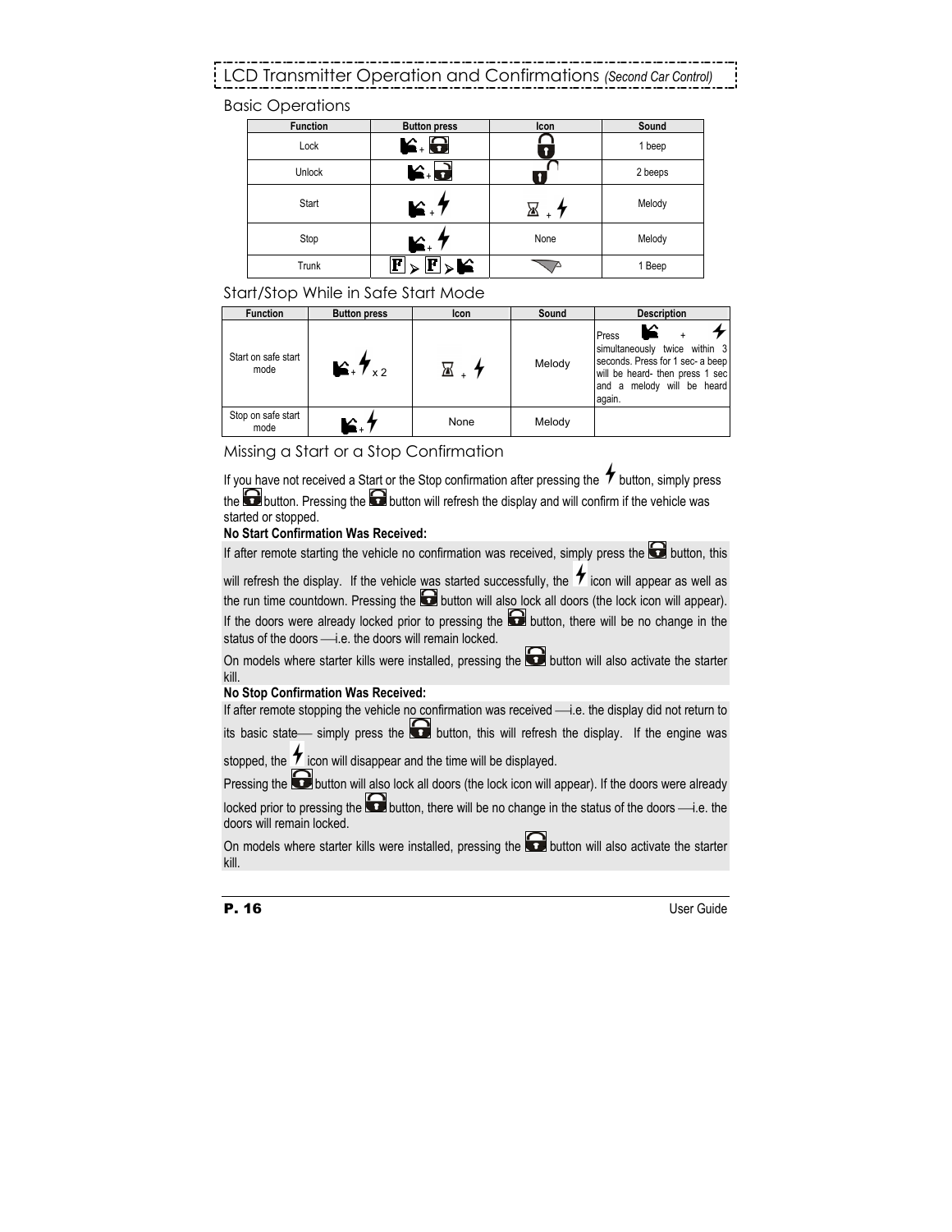# LCD Transmitter Operation and Confirmations *(Second Car Control)*

## Basic Operations

| Function | Button press | Icon | Sound |
|---|---|---|---|
| Lock | + | | 1 beep |
| Unlock | + | | 2 beeps |
| Start | + | + | Melody |
| Stop | + | None | Melody |
| Trunk | F > F > | | 1 Beep |

## Start/Stop While in Safe Start Mode

| Function | Button press | Icon | Sound | Description |
|---|---|---|---|---|
| Start on safe start mode | + x 2 | + | Melody | Press + simultaneously twice within 3 seconds. Press for 1 sec- a beep will be heard- then press 1 sec and a melody will be heard again. |
| Stop on safe start mode | + | None | Melody | |

## Missing a Start or a Stop Confirmation

If you have not received a Start or the Stop confirmation after pressing the button, simply press the button. Pressing the button will refresh the display and will confirm if the vehicle was started or stopped.

**No Start Confirmation Was Received:**

If after remote starting the vehicle no confirmation was received, simply press the button, this will refresh the display. If the vehicle was started successfully, the icon will appear as well as the run time countdown. Pressing the button will also lock all doors (the lock icon will appear). If the doors were already locked prior to pressing the button, there will be no change in the status of the doors —i.e. the doors will remain locked.

On models where starter kills were installed, pressing the button will also activate the starter kill.

**No Stop Confirmation Was Received:**

If after remote stopping the vehicle no confirmation was received —i.e. the display did not return to its basic state— simply press the button, this will refresh the display. If the engine was stopped, the icon will disappear and the time will be displayed.

Pressing the button will also lock all doors (the lock icon will appear). If the doors were already locked prior to pressing the button, there will be no change in the status of the doors —i.e. the doors will remain locked.

On models where starter kills were installed, pressing the button will also activate the starter kill.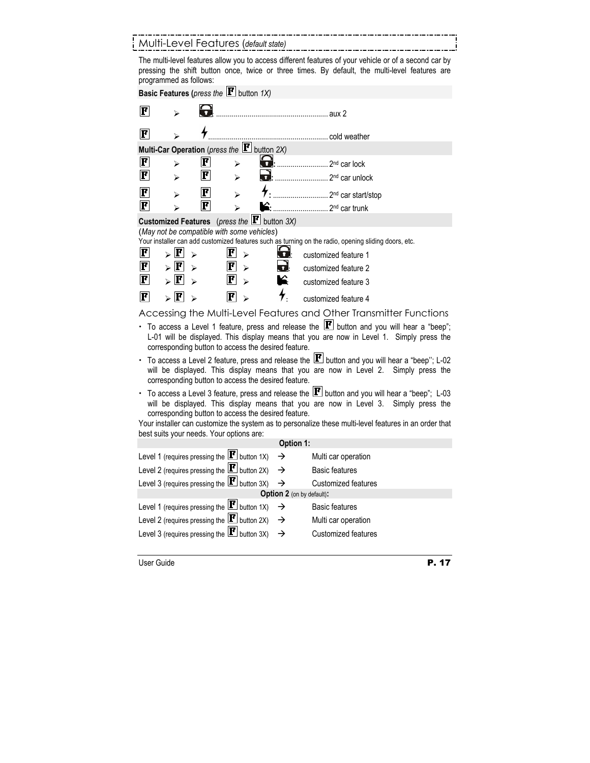## Multi-Level Features (*default state*)

The multi-level features allow you to access different features of your vehicle or of a second car by pressing the shift button once, twice or three times. By default, the multi-level features are programmed as follows:

**Basic Features (***press the* **F** *button 1X)*

| | | | |
|---|---|---|---|
| F | ➢ | 🔒 | aux 2 |
| F | ➢ | ⚡ | cold weather |

**Multi-Car Operation** (*press the* **F** *button 2X)*

| | | | | | |
|---|---|---|---|---|---|
| F | ➢ | F | ➢ | 🔒 | 2nd car lock |
| F | ➢ | F | ➢ | 🔓 | 2nd car unlock |
| F | ➢ | F | ➢ | ⚡ | 2nd car start/stop |
| F | ➢ | F | ➢ | trunk | 2nd car trunk |

**Customized Features** (*press the* **F** *button 3X)*

(*May not be compatible with some vehicles*)

Your installer can add customized features such as turning on the radio, opening sliding doors, etc.

| | | | | | | | |
|---|---|---|---|---|---|---|---|
| F | ➢ | F | ➢ | F | ➢ | 🔒 | customized feature 1 |
| F | ➢ | F | ➢ | F | ➢ | 🔓 | customized feature 2 |
| F | ➢ | F | ➢ | F | ➢ | trunk | customized feature 3 |
| F | ➢ | F | ➢ | F | ➢ | ⚡ | customized feature 4 |

## Accessing the Multi-Level Features and Other Transmitter Functions

- To access a Level 1 feature, press and release the **F** button and you will hear a "beep"; L-01 will be displayed. This display means that you are now in Level 1. Simply press the corresponding button to access the desired feature.
- To access a Level 2 feature, press and release the **F** button and you will hear a "beep"; L-02 will be displayed. This display means that you are now in Level 2. Simply press the corresponding button to access the desired feature.
- To access a Level 3 feature, press and release the **F** button and you will hear a "beep"; L-03 will be displayed. This display means that you are now in Level 3. Simply press the corresponding button to access the desired feature.

Your installer can customize the system as to personalize these multi-level features in an order that best suits your needs. Your options are:

| | | |
|---|---|---|
| **Option 1:** | | |
| Level 1 (requires pressing the **F** button 1X) | → | Multi car operation |
| Level 2 (requires pressing the **F** button 2X) | → | Basic features |
| Level 3 (requires pressing the **F** button 3X) | → | Customized features |
| **Option 2** (on by default)**:** | | |
| Level 1 (requires pressing the **F** button 1X) | → | Basic features |
| Level 2 (requires pressing the **F** button 2X) | → | Multi car operation |
| Level 3 (requires pressing the **F** button 3X) | → | Customized features |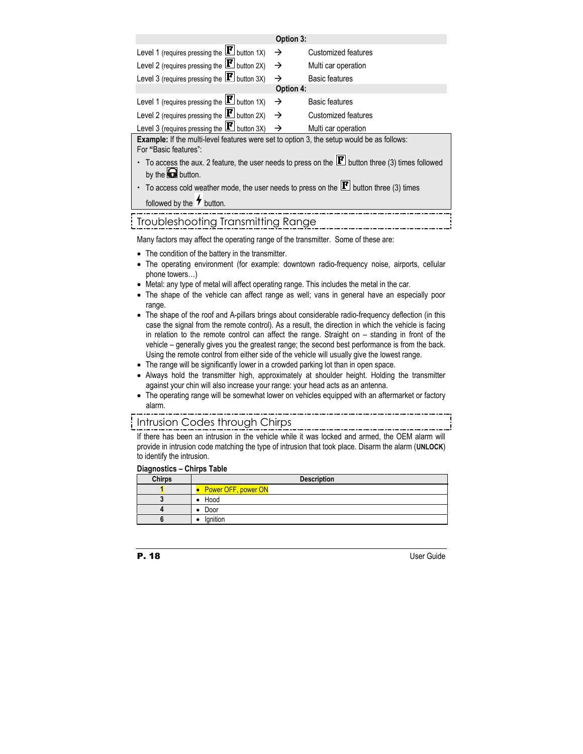| Option 3: | | |
|---|---|---|
| Level 1 (requires pressing the F button 1X) | → | Customized features |
| Level 2 (requires pressing the F button 2X) | → | Multi car operation |
| Level 3 (requires pressing the F button 3X) | → | Basic features |
| **Option 4:** | | |
| Level 1 (requires pressing the F button 1X) | → | Basic features |
| Level 2 (requires pressing the F button 2X) | → | Customized features |
| Level 3 (requires pressing the F button 3X) | → | Multi car operation |

**Example:** If the multi-level features were set to option 3, the setup would be as follows:
For **"**Basic features":

- To access the aux. 2 feature, the user needs to press on the F button three (3) times followed by the button.
- To access cold weather mode, the user needs to press on the F button three (3) times followed by the button.

## Troubleshooting Transmitting Range

Many factors may affect the operating range of the transmitter. Some of these are:

- The condition of the battery in the transmitter.
- The operating environment (for example: downtown radio-frequency noise, airports, cellular phone towers…)
- Metal: any type of metal will affect operating range. This includes the metal in the car.
- The shape of the vehicle can affect range as well; vans in general have an especially poor range.
- The shape of the roof and A-pillars brings about considerable radio-frequency deflection (in this case the signal from the remote control). As a result, the direction in which the vehicle is facing in relation to the remote control can affect the range. Straight on – standing in front of the vehicle – generally gives you the greatest range; the second best performance is from the back. Using the remote control from either side of the vehicle will usually give the lowest range.
- The range will be significantly lower in a crowded parking lot than in open space.
- Always hold the transmitter high, approximately at shoulder height. Holding the transmitter against your chin will also increase your range: your head acts as an antenna.
- The operating range will be somewhat lower on vehicles equipped with an aftermarket or factory alarm.

## Intrusion Codes through Chirps

If there has been an intrusion in the vehicle while it was locked and armed, the OEM alarm will provide in intrusion code matching the type of intrusion that took place. Disarm the alarm (**UNLOCK**) to identify the intrusion.

**Diagnostics – Chirps Table**

| Chirps | Description |
|---|---|
| 1 | • Power OFF, power ON |
| 3 | • Hood |
| 4 | • Door |
| 6 | • Ignition |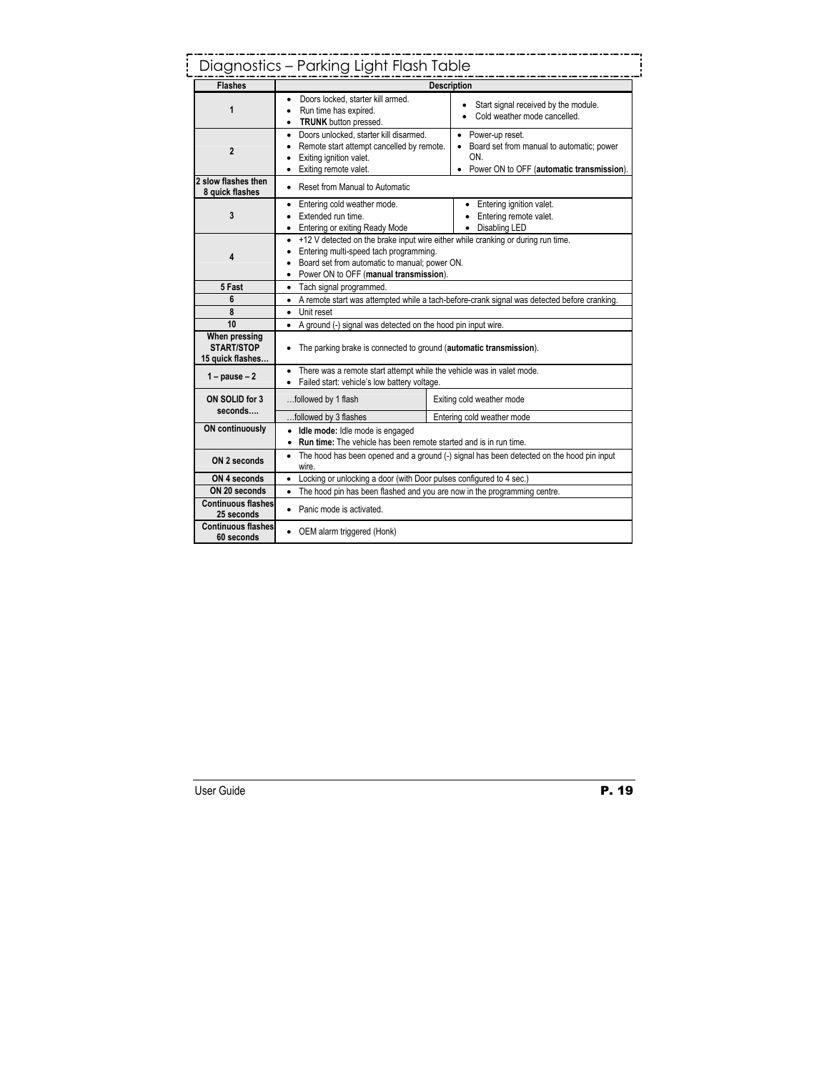## Diagnostics – Parking Light Flash Table

| Flashes | Description | |
|---|---|---|
| **1** | • Doors locked, starter kill armed.<br>• Run time has expired.<br>• **TRUNK** button pressed. | • Start signal received by the module.<br>• Cold weather mode cancelled. |
| **2** | • Doors unlocked, starter kill disarmed.<br>• Remote start attempt cancelled by remote.<br>• Exiting ignition valet.<br>• Exiting remote valet. | • Power-up reset.<br>• Board set from manual to automatic; power ON.<br>• Power ON to OFF (**automatic transmission**). |
| **2 slow flashes then 8 quick flashes** | • Reset from Manual to Automatic | |
| **3** | • Entering cold weather mode.<br>• Extended run time.<br>• Entering or exiting Ready Mode | • Entering ignition valet.<br>• Entering remote valet.<br>• Disabling LED |
| **4** | • +12 V detected on the brake input wire either while cranking or during run time.<br>• Entering multi-speed tach programming.<br>• Board set from automatic to manual; power ON.<br>• Power ON to OFF (**manual transmission**). | |
| **5 Fast** | • Tach signal programmed. | |
| **6** | • A remote start was attempted while a tach-before-crank signal was detected before cranking. | |
| **8** | • Unit reset | |
| **10** | • A ground (-) signal was detected on the hood pin input wire. | |
| **When pressing START/STOP 15 quick flashes…** | • The parking brake is connected to ground (**automatic transmission**). | |
| **1 – pause – 2** | • There was a remote start attempt while the vehicle was in valet mode.<br>• Failed start: vehicle's low battery voltage. | |
| **ON SOLID for 3 seconds….** | …followed by 1 flash | Exiting cold weather mode |
| | …followed by 3 flashes | Entering cold weather mode |
| **ON continuously** | • **Idle mode:** Idle mode is engaged<br>• **Run time:** The vehicle has been remote started and is in run time. | |
| **ON 2 seconds** | • The hood has been opened and a ground (-) signal has been detected on the hood pin input wire. | |
| **ON 4 seconds** | • Locking or unlocking a door (with Door pulses configured to 4 sec.) | |
| **ON 20 seconds** | • The hood pin has been flashed and you are now in the programming centre. | |
| **Continuous flashes 25 seconds** | • Panic mode is activated. | |
| **Continuous flashes 60 seconds** | • OEM alarm triggered (Honk) | |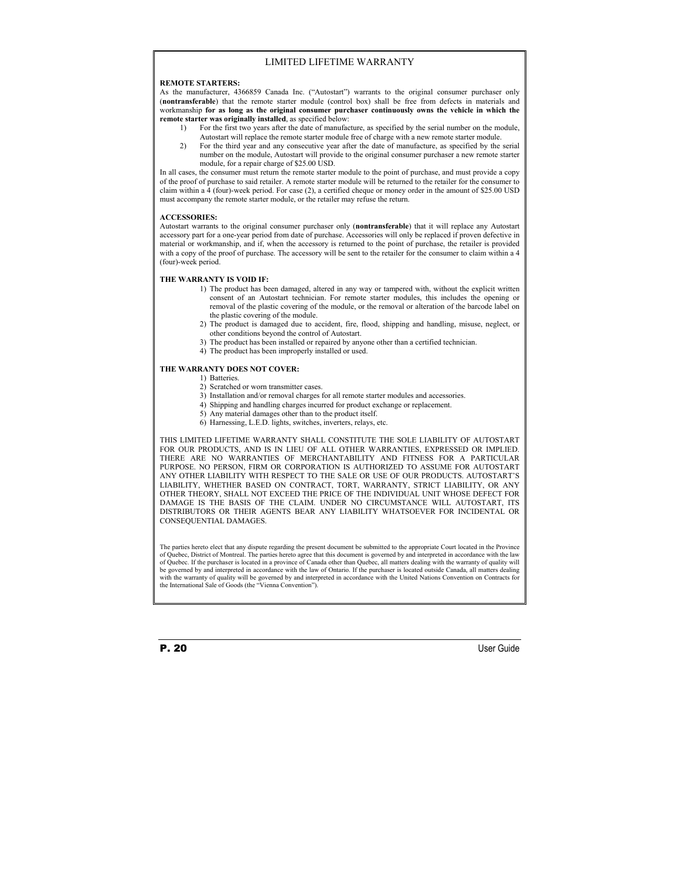# LIMITED LIFETIME WARRANTY

**REMOTE STARTERS:**

As the manufacturer, 4366859 Canada Inc. ("Autostart") warrants to the original consumer purchaser only (**nontransferable**) that the remote starter module (control box) shall be free from defects in materials and workmanship **for as long as the original consumer purchaser continuously owns the vehicle in which the remote starter was originally installed**, as specified below:

1) For the first two years after the date of manufacture, as specified by the serial number on the module, Autostart will replace the remote starter module free of charge with a new remote starter module.
2) For the third year and any consecutive year after the date of manufacture, as specified by the serial number on the module, Autostart will provide to the original consumer purchaser a new remote starter module, for a repair charge of $25.00 USD.

In all cases, the consumer must return the remote starter module to the point of purchase, and must provide a copy of the proof of purchase to said retailer. A remote starter module will be returned to the retailer for the consumer to claim within a 4 (four)-week period. For case (2), a certified cheque or money order in the amount of $25.00 USD must accompany the remote starter module, or the retailer may refuse the return.

**ACCESSORIES:**

Autostart warrants to the original consumer purchaser only (**nontransferable**) that it will replace any Autostart accessory part for a one-year period from date of purchase. Accessories will only be replaced if proven defective in material or workmanship, and if, when the accessory is returned to the point of purchase, the retailer is provided with a copy of the proof of purchase. The accessory will be sent to the retailer for the consumer to claim within a 4 (four)-week period.

**THE WARRANTY IS VOID IF:**

1) The product has been damaged, altered in any way or tampered with, without the explicit written consent of an Autostart technician. For remote starter modules, this includes the opening or removal of the plastic covering of the module, or the removal or alteration of the barcode label on the plastic covering of the module.
2) The product is damaged due to accident, fire, flood, shipping and handling, misuse, neglect, or other conditions beyond the control of Autostart.
3) The product has been installed or repaired by anyone other than a certified technician.
4) The product has been improperly installed or used.

**THE WARRANTY DOES NOT COVER:**

1) Batteries.
2) Scratched or worn transmitter cases.
3) Installation and/or removal charges for all remote starter modules and accessories.
4) Shipping and handling charges incurred for product exchange or replacement.
5) Any material damages other than to the product itself.
6) Harnessing, L.E.D. lights, switches, inverters, relays, etc.

THIS LIMITED LIFETIME WARRANTY SHALL CONSTITUTE THE SOLE LIABILITY OF AUTOSTART FOR OUR PRODUCTS, AND IS IN LIEU OF ALL OTHER WARRANTIES, EXPRESSED OR IMPLIED. THERE ARE NO WARRANTIES OF MERCHANTABILITY AND FITNESS FOR A PARTICULAR PURPOSE. NO PERSON, FIRM OR CORPORATION IS AUTHORIZED TO ASSUME FOR AUTOSTART ANY OTHER LIABILITY WITH RESPECT TO THE SALE OR USE OF OUR PRODUCTS. AUTOSTART'S LIABILITY, WHETHER BASED ON CONTRACT, TORT, WARRANTY, STRICT LIABILITY, OR ANY OTHER THEORY, SHALL NOT EXCEED THE PRICE OF THE INDIVIDUAL UNIT WHOSE DEFECT FOR DAMAGE IS THE BASIS OF THE CLAIM. UNDER NO CIRCUMSTANCE WILL AUTOSTART, ITS DISTRIBUTORS OR THEIR AGENTS BEAR ANY LIABILITY WHATSOEVER FOR INCIDENTAL OR CONSEQUENTIAL DAMAGES.

The parties hereto elect that any dispute regarding the present document be submitted to the appropriate Court located in the Province of Quebec, District of Montreal. The parties hereto agree that this document is governed by and interpreted in accordance with the law of Quebec. If the purchaser is located in a province of Canada other than Quebec, all matters dealing with the warranty of quality will be governed by and interpreted in accordance with the law of Ontario. If the purchaser is located outside Canada, all matters dealing with the warranty of quality will be governed by and interpreted in accordance with the United Nations Convention on Contracts for the International Sale of Goods (the "Vienna Convention").